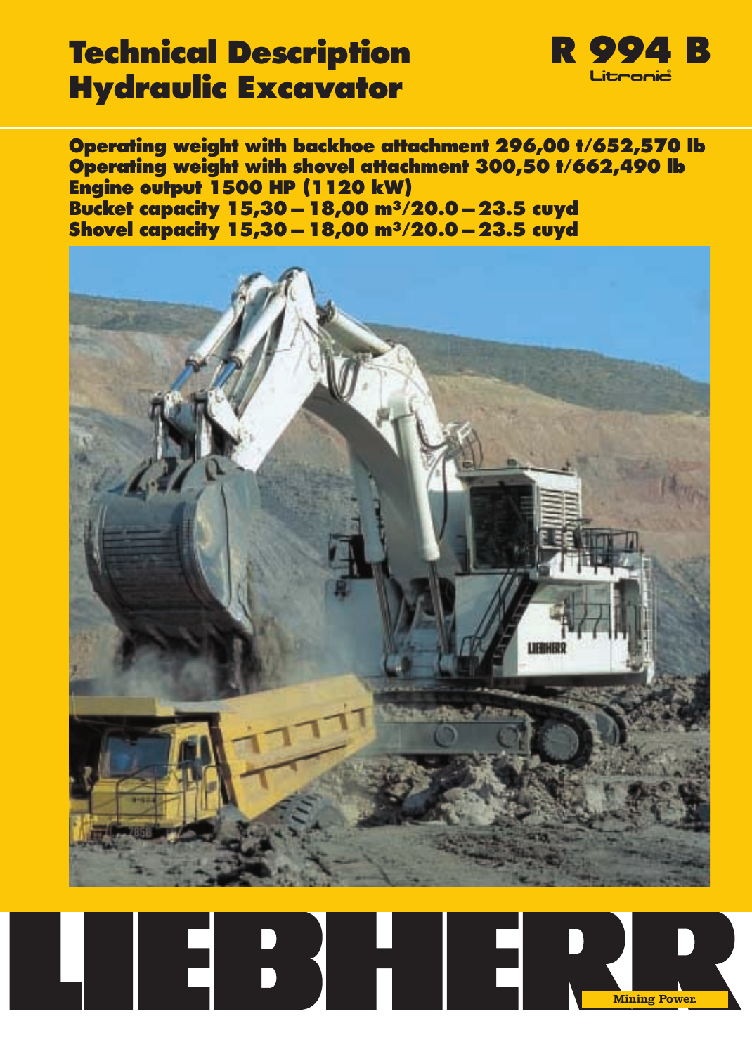# Technical Description Hydraulic Excavator

## R 994 B

Litronic®

**Operating weight with backhoe attachment 296,00 t/652,570 lb**
**Operating weight with shovel attachment 300,50 t/662,490 lb**
**Engine output 1500 HP (1120 kW)**
**Bucket capacity 15,30 – 18,00 m³/20.0 – 23.5 cuyd**
**Shovel capacity 15,30 – 18,00 m³/20.0 – 23.5 cuyd**

LIEBHERR

Mining Power.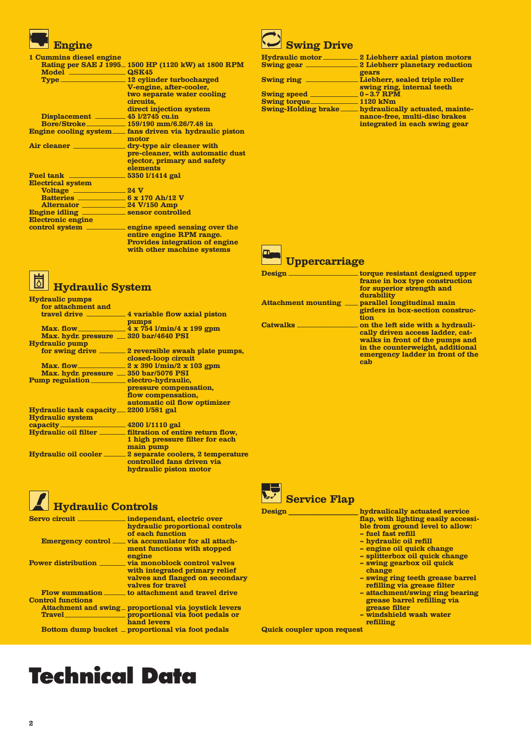# Technical Data

## Engine

| | |
|---|---|
| 1 Cummins diesel engine | |
| Rating per SAE J 1995 | 1500 HP (1120 kW) at 1800 RPM |
| Model | QSK45 |
| Type | 12 cylinder turbocharged V-engine, after-cooler, two separate water cooling circuits, direct injection system |
| Displacement | 45 l/2745 cu.in |
| Bore/Stroke | 159/190 mm/6.26/7.48 in |
| Engine cooling system | fans driven via hydraulic piston motor |
| Air cleaner | dry-type air cleaner with pre-cleaner, with automatic dust ejector, primary and safety elements |
| Fuel tank | 5350 l/1414 gal |
| Electrical system | |
| Voltage | 24 V |
| Batteries | 6 x 170 Ah/12 V |
| Alternator | 24 V/150 Amp |
| Engine idling | sensor controlled |
| Electronic engine control system | engine speed sensing over the entire engine RPM range. Provides integration of engine with other machine systems |

## Hydraulic System

| | |
|---|---|
| Hydraulic pumps for attachment and travel drive | 4 variable flow axial piston pumps |
| Max. flow | 4 x 754 l/min/4 x 199 gpm |
| Max. hydr. pressure | 320 bar/4640 PSI |
| Hydraulic pump for swing drive | 2 reversible swash plate pumps, closed-loop circuit |
| Max. flow | 2 x 390 l/min/2 x 103 gpm |
| Max. hydr. pressure | 350 bar/5076 PSI |
| Pump regulation | electro-hydraulic, pressure compensation, flow compensation, automatic oil flow optimizer |
| Hydraulic tank capacity | 2200 l/581 gal |
| Hydraulic system capacity | 4200 l/1110 gal |
| Hydraulic oil filter | filtration of entire return flow, 1 high pressure filter for each main pump |
| Hydraulic oil cooler | 2 separate coolers, 2 temperature controlled fans driven via hydraulic piston motor |

## Hydraulic Controls

| | |
|---|---|
| Servo circuit | independant, electric over hydraulic proportional controls of each function |
| Emergency control | via accumulator for all attachment functions with stopped engine |
| Power distribution | via monoblock control valves with integrated primary relief valves and flanged on secondary valves for travel |
| Flow summation | to attachment and travel drive |
| Control functions | |
| Attachment and swing | proportional via joystick levers |
| Travel | proportional via foot pedals or hand levers |
| Bottom dump bucket | proportional via foot pedals |

## Swing Drive

| | |
|---|---|
| Hydraulic motor | 2 Liebherr axial piston motors |
| Swing gear | 2 Liebherr planetary reduction gears |
| Swing ring | Liebherr, sealed triple roller swing ring, internal teeth |
| Swing speed | 0 – 3.7 RPM |
| Swing torque | 1120 kNm |
| Swing-Holding brake | hydraulically actuated, maintenance-free, multi-disc brakes integrated in each swing gear |

## Uppercarriage

| | |
|---|---|
| Design | torque resistant designed upper frame in box type construction for superior strength and durability |
| Attachment mounting | parallel longitudinal main girders in box-section construction |
| Catwalks | on the left side with a hydraulically driven access ladder, catwalks in front of the pumps and in the counterweight, additional emergency ladder in front of the cab |

## Service Flap

| | |
|---|---|
| Design | hydraulically actuated service flap, with lighting easily accessible from ground level to allow:<br>– fuel fast refill<br>– hydraulic oil refill<br>– engine oil quick change<br>– splitterbox oil quick change<br>– swing gearbox oil quick change<br>– swing ring teeth grease barrel refilling via grease filter<br>– attachment/swing ring bearing grease barrel refilling via grease filter<br>– windshield wash water refilling |

Quick coupler upon request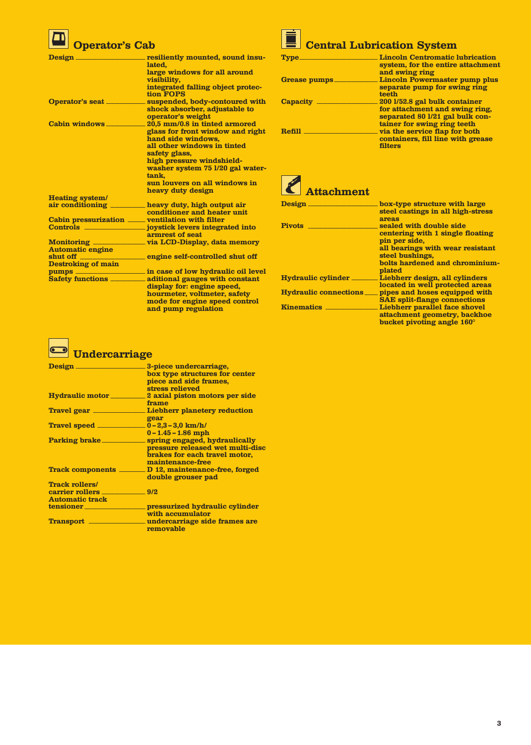## Operator's Cab

| | |
|---|---|
| Design | resiliently mounted, sound insulated, large windows for all around visibility, integrated falling object protection FOPS |
| Operator's seat | suspended, body-contoured with shock absorber, adjustable to operator's weight |
| Cabin windows | 20,5 mm/0.8 in tinted armored glass for front window and right hand side windows, all other windows in tinted safety glass, high pressure windshield-washer system 75 l/20 gal water-tank, sun louvers on all windows in heavy duty design |
| Heating system/ air conditioning | heavy duty, high output air conditioner and heater unit |
| Cabin pressurization | ventilation with filter |
| Controls | joystick levers integrated into armrest of seat |
| Monitoring | via LCD-Display, data memory |
| Automatic engine shut off | engine self-controlled shut off |
| Destroking of main pumps | in case of low hydraulic oil level |
| Safety functions | aditional gauges with constant display for: engine speed, hourmeter, voltmeter, safety mode for engine speed control and pump regulation |

## Undercarriage

| | |
|---|---|
| Design | 3-piece undercarriage, box type structures for center piece and side frames, stress relieved |
| Hydraulic motor | 2 axial piston motors per side frame |
| Travel gear | Liebherr planetery reduction gear |
| Travel speed | 0 – 2,3 – 3,0 km/h/ 0 – 1.45 – 1.86 mph |
| Parking brake | spring engaged, hydraulically pressure released wet multi-disc brakes for each travel motor, maintenance-free |
| Track components | D 12, maintenance-free, forged double grouser pad |
| Track rollers/ carrier rollers | 9/2 |
| Automatic track tensioner | pressurized hydraulic cylinder with accumulator |
| Transport | undercarriage side frames are removable |

## Central Lubrication System

| | |
|---|---|
| Type | Lincoln Centromatic lubrication system, for the entire attachment and swing ring |
| Grease pumps | Lincoln Powermaster pump plus separate pump for swing ring teeth |
| Capacity | 200 l/52.8 gal bulk container for attachment and swing ring, separated 80 l/21 gal bulk container for swing ring teeth |
| Refill | via the service flap for both containers, fill line with grease filters |

## Attachment

| | |
|---|---|
| Design | box-type structure with large steel castings in all high-stress areas |
| Pivots | sealed with double side centering with 1 single floating pin per side, all bearings with wear resistant steel bushings, bolts hardened and chrominium-plated |
| Hydraulic cylinder | Liebherr design, all cylinders located in well protected areas |
| Hydraulic connections | pipes and hoses equipped with SAE split-flange connections |
| Kinematics | Liebherr parallel face shovel attachment geometry, backhoe bucket pivoting angle 160° |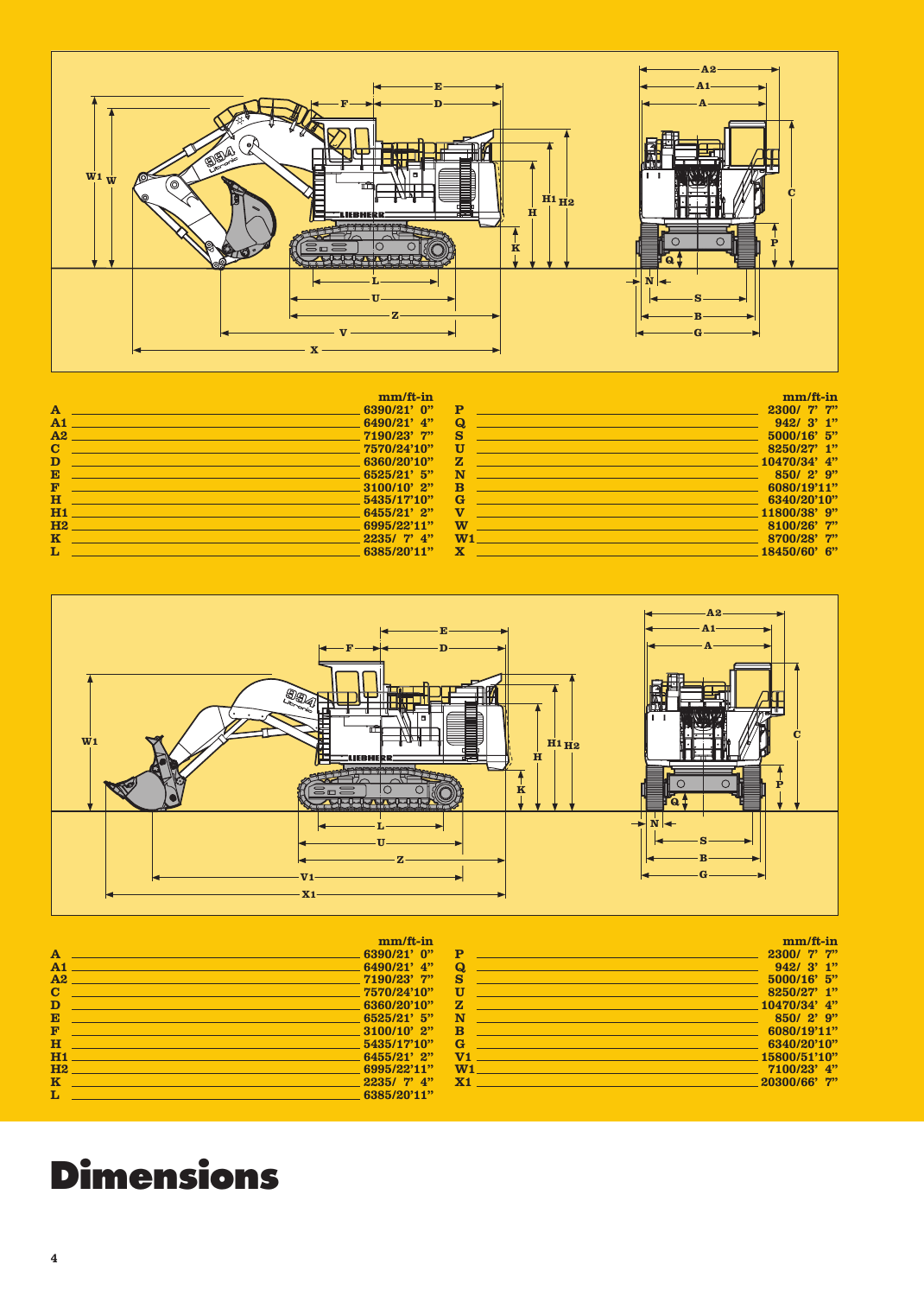# Dimensions

| | mm/ft-in |
|---|---|
| A | 6390/21' 0" |
| A1 | 6490/21' 4" |
| A2 | 7190/23' 7" |
| C | 7570/24'10" |
| D | 6360/20'10" |
| E | 6525/21' 5" |
| F | 3100/10' 2" |
| H | 5435/17'10" |
| H1 | 6455/21' 2" |
| H2 | 6995/22'11" |
| K | 2235/ 7' 4" |
| L | 6385/20'11" |

| | mm/ft-in |
|---|---|
| P | 2300/ 7' 7" |
| Q | 942/ 3' 1" |
| S | 5000/16' 5" |
| U | 8250/27' 1" |
| Z | 10470/34' 4" |
| N | 850/ 2' 9" |
| B | 6080/19'11" |
| G | 6340/20'10" |
| V | 11800/38' 9" |
| W | 8100/26' 7" |
| W1 | 8700/28' 7" |
| X | 18450/60' 6" |

| | mm/ft-in |
|---|---|
| A | 6390/21' 0" |
| A1 | 6490/21' 4" |
| A2 | 7190/23' 7" |
| C | 7570/24'10" |
| D | 6360/20'10" |
| E | 6525/21' 5" |
| F | 3100/10' 2" |
| H | 5435/17'10" |
| H1 | 6455/21' 2" |
| H2 | 6995/22'11" |
| K | 2235/ 7' 4" |
| L | 6385/20'11" |

| | mm/ft-in |
|---|---|
| P | 2300/ 7' 7" |
| Q | 942/ 3' 1" |
| S | 5000/16' 5" |
| U | 8250/27' 1" |
| Z | 10470/34' 4" |
| N | 850/ 2' 9" |
| B | 6080/19'11" |
| G | 6340/20'10" |
| V1 | 15800/51'10" |
| W1 | 7100/23' 4" |
| X1 | 20300/66' 7" |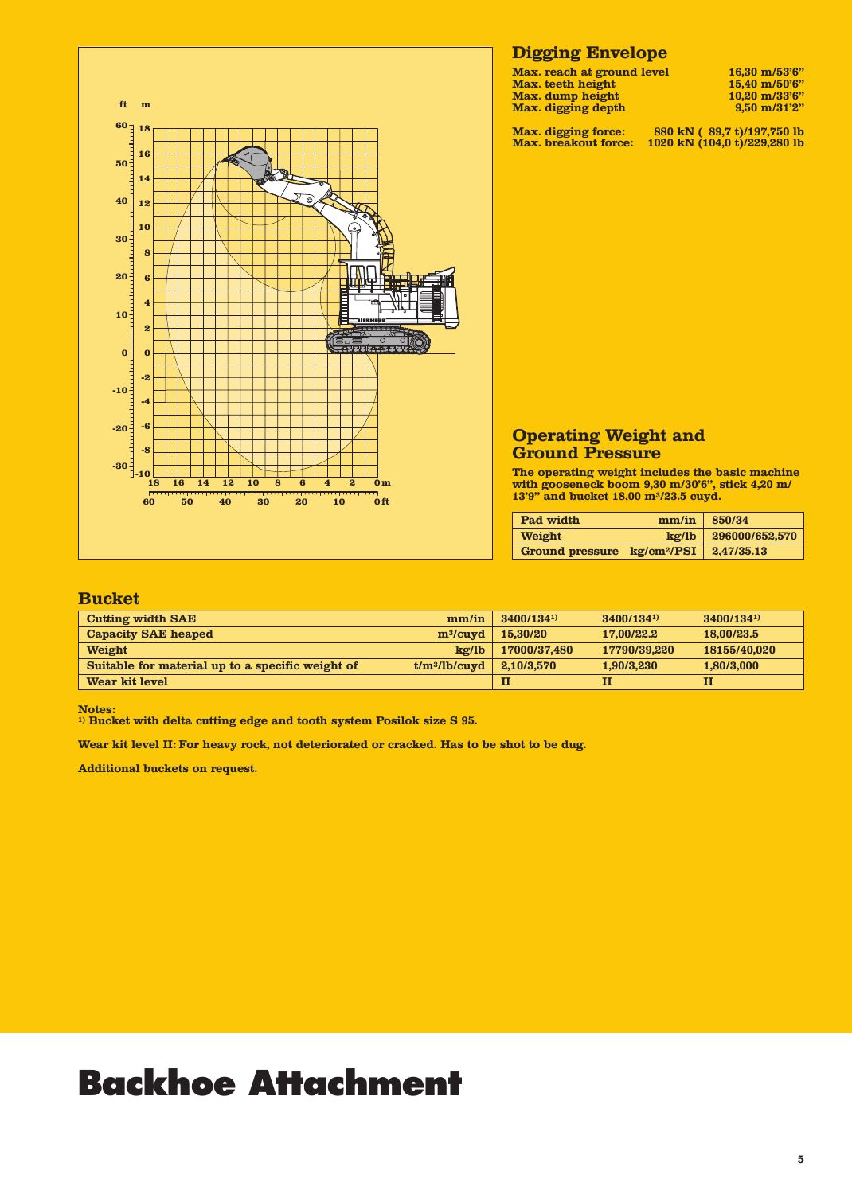## Digging Envelope

| | |
|---|---|
| Max. reach at ground level | 16,30 m/53'6" |
| Max. teeth height | 15,40 m/50'6" |
| Max. dump height | 10,20 m/33'6" |
| Max. digging depth | 9,50 m/31'2" |

| | |
|---|---|
| Max. digging force: | 880 kN ( 89,7 t)/197,750 lb |
| Max. breakout force: | 1020 kN (104,0 t)/229,280 lb |

## Operating Weight and Ground Pressure

The operating weight includes the basic machine with gooseneck boom 9,30 m/30'6", stick 4,20 m/ 13'9" and bucket 18,00 m³/23.5 cuyd.

| | | |
|---|---|---|
| Pad width | mm/in | 850/34 |
| Weight | kg/lb | 296000/652,570 |
| Ground pressure | kg/cm²/PSI | 2,47/35.13 |

## Bucket

| | | | | |
|---|---|---|---|---|
| Cutting width SAE | mm/in | 3400/134[1] | 3400/134[1] | 3400/134[1] |
| Capacity SAE heaped | m³/cuyd | 15,30/20 | 17,00/22.2 | 18,00/23.5 |
| Weight | kg/lb | 17000/37,480 | 17790/39,220 | 18155/40,020 |
| Suitable for material up to a specific weight of | t/m³/lb/cuyd | 2,10/3,570 | 1,90/3,230 | 1,80/3,000 |
| Wear kit level | | II | II | II |

Notes:
[1] Bucket with delta cutting edge and tooth system Posilok size S 95.

Wear kit level II: For heavy rock, not deteriorated or cracked. Has to be shot to be dug.

Additional buckets on request.

# Backhoe Attachment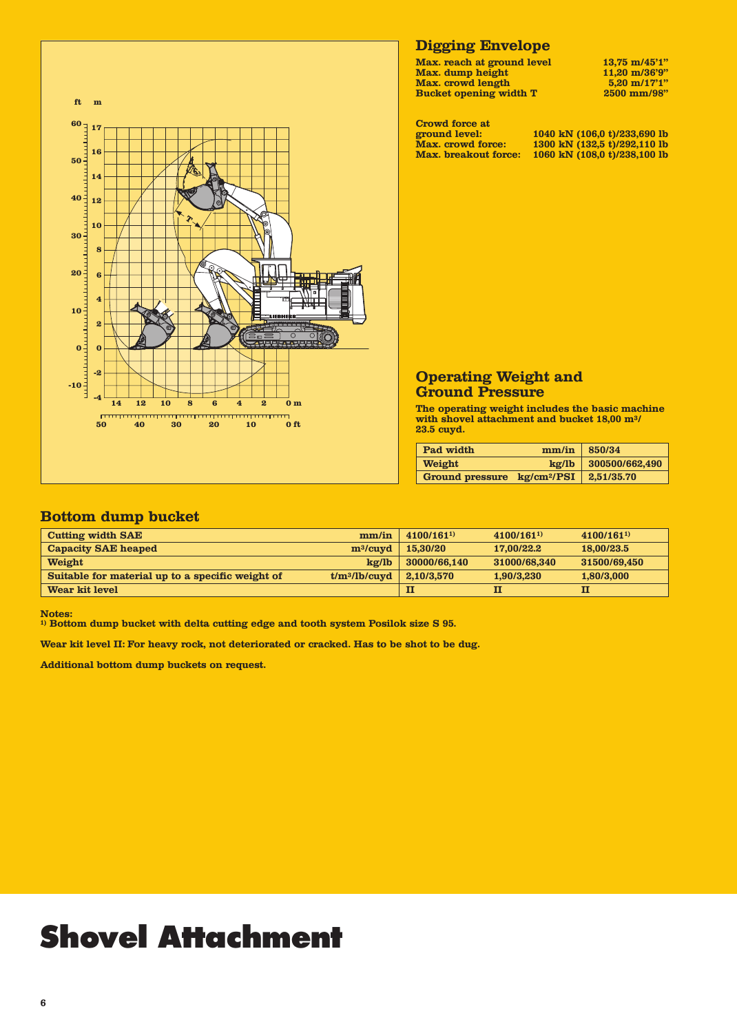# Shovel Attachment

## Digging Envelope

| | |
|---|---|
| Max. reach at ground level | 13,75 m/45'1" |
| Max. dump height | 11,20 m/36'9" |
| Max. crowd length | 5,20 m/17'1" |
| Bucket opening width T | 2500 mm/98" |

| | |
|---|---|
| Crowd force at ground level: | 1040 kN (106,0 t)/233,690 lb |
| Max. crowd force: | 1300 kN (132,5 t)/292,110 lb |
| Max. breakout force: | 1060 kN (108,0 t)/238,100 lb |

## Operating Weight and Ground Pressure

The operating weight includes the basic machine with shovel attachment and bucket 18,00 m³/ 23.5 cuyd.

| | | |
|---|---|---|
| Pad width | mm/in | 850/34 |
| Weight | kg/lb | 300500/662,490 |
| Ground pressure | kg/cm²/PSI | 2,51/35.70 |

## Bottom dump bucket

| | | | | |
|---|---|---|---|---|
| Cutting width SAE | mm/in | 4100/161[1] | 4100/161[1] | 4100/161[1] |
| Capacity SAE heaped | m³/cuyd | 15,30/20 | 17,00/22.2 | 18,00/23.5 |
| Weight | kg/lb | 30000/66,140 | 31000/68,340 | 31500/69,450 |
| Suitable for material up to a specific weight of | t/m³/lb/cuyd | 2,10/3,570 | 1,90/3,230 | 1,80/3,000 |
| Wear kit level | | II | II | II |

Notes:
[1] Bottom dump bucket with delta cutting edge and tooth system Posilok size S 95.

Wear kit level II: For heavy rock, not deteriorated or cracked. Has to be shot to be dug.

Additional bottom dump buckets on request.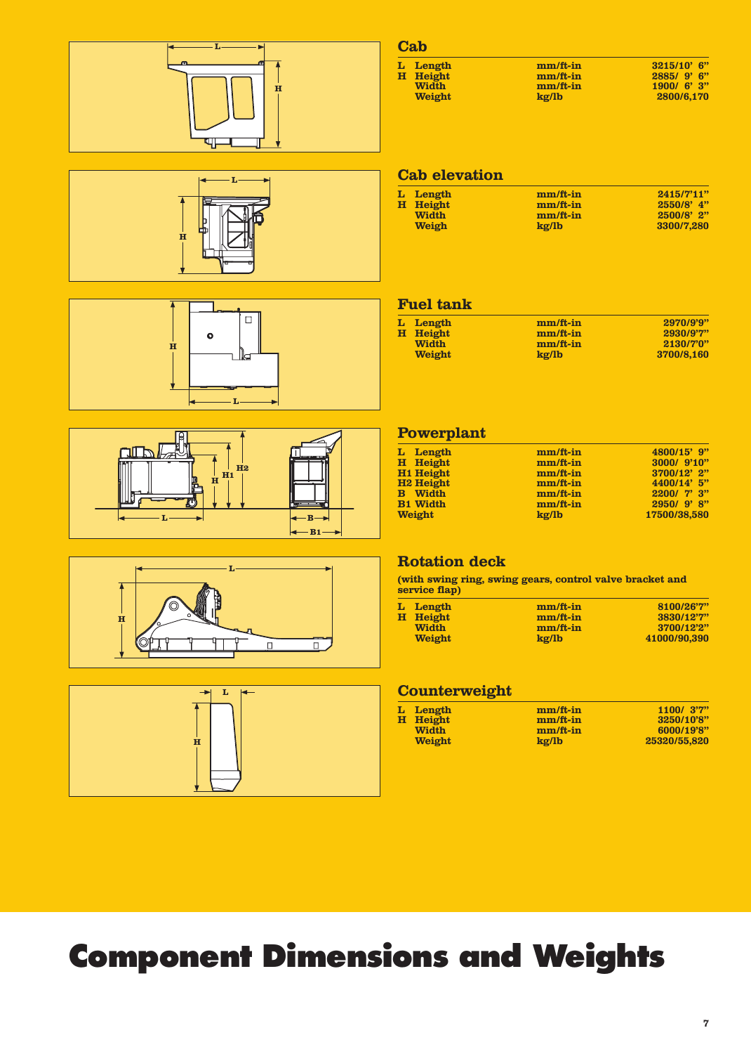## Cab

| | | | |
|---|---|---|---|
| L | Length | mm/ft-in | 3215/10' 6" |
| H | Height | mm/ft-in | 2885/ 9' 6" |
| | Width | mm/ft-in | 1900/ 6' 3" |
| | Weight | kg/lb | 2800/6,170 |

## Cab elevation

| | | | |
|---|---|---|---|
| L | Length | mm/ft-in | 2415/7'11" |
| H | Height | mm/ft-in | 2550/8' 4" |
| | Width | mm/ft-in | 2500/8' 2" |
| | Weigh | kg/lb | 3300/7,280 |

## Fuel tank

| | | | |
|---|---|---|---|
| L | Length | mm/ft-in | 2970/9'9" |
| H | Height | mm/ft-in | 2930/9'7" |
| | Width | mm/ft-in | 2130/7'0" |
| | Weight | kg/lb | 3700/8,160 |

## Powerplant

| | | | |
|---|---|---|---|
| L | Length | mm/ft-in | 4800/15' 9" |
| H | Height | mm/ft-in | 3000/ 9'10" |
| H1 | Height | mm/ft-in | 3700/12' 2" |
| H2 | Height | mm/ft-in | 4400/14' 5" |
| B | Width | mm/ft-in | 2200/ 7' 3" |
| B1 | Width | mm/ft-in | 2950/ 9' 8" |
| | Weight | kg/lb | 17500/38,580 |

## Rotation deck

**(with swing ring, swing gears, control valve bracket and service flap)**

| | | | |
|---|---|---|---|
| L | Length | mm/ft-in | 8100/26'7" |
| H | Height | mm/ft-in | 3830/12'7" |
| | Width | mm/ft-in | 3700/12'2" |
| | Weight | kg/lb | 41000/90,390 |

## Counterweight

| | | | |
|---|---|---|---|
| L | Length | mm/ft-in | 1100/ 3'7" |
| H | Height | mm/ft-in | 3250/10'8" |
| | Width | mm/ft-in | 6000/19'8" |
| | Weight | kg/lb | 25320/55,820 |

# Component Dimensions and Weights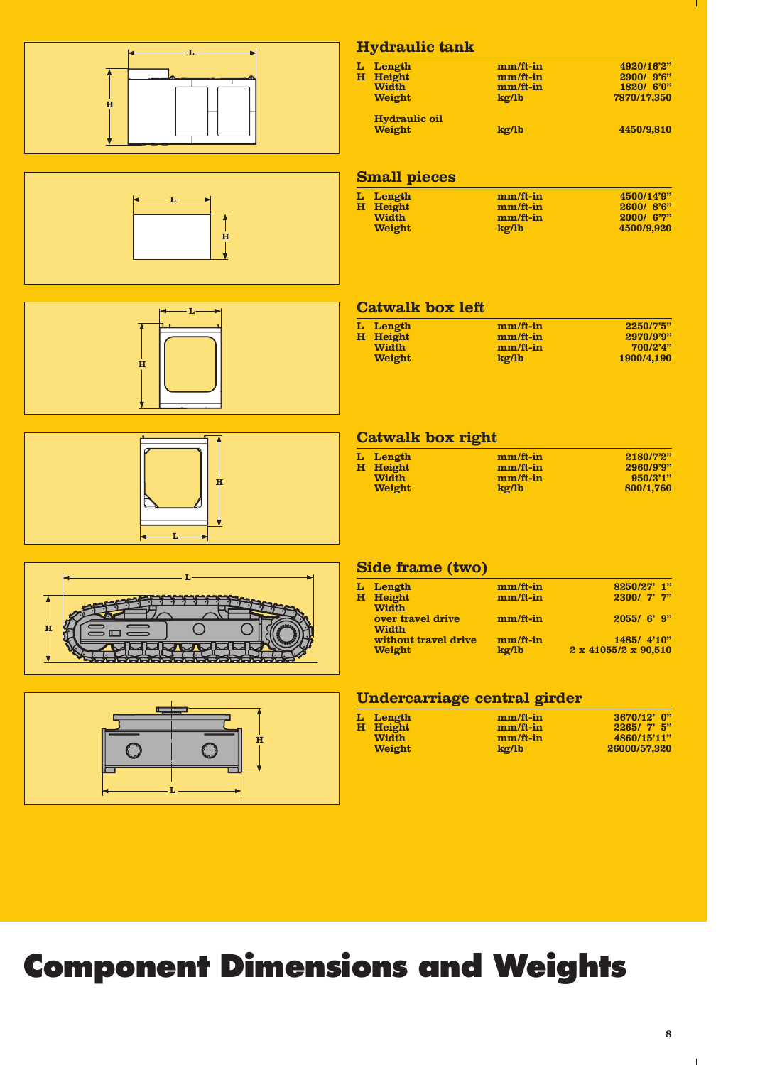## Hydraulic tank

| | | | |
|---|---|---|---|
| L | Length | mm/ft-in | 4920/16'2" |
| H | Height | mm/ft-in | 2900/ 9'6" |
| | Width | mm/ft-in | 1820/ 6'0" |
| | Weight | kg/lb | 7870/17,350 |
| | Hydraulic oil Weight | kg/lb | 4450/9,810 |

## Small pieces

| | | | |
|---|---|---|---|
| L | Length | mm/ft-in | 4500/14'9" |
| H | Height | mm/ft-in | 2600/ 8'6" |
| | Width | mm/ft-in | 2000/ 6'7" |
| | Weight | kg/lb | 4500/9,920 |

## Catwalk box left

| | | | |
|---|---|---|---|
| L | Length | mm/ft-in | 2250/7'5" |
| H | Height | mm/ft-in | 2970/9'9" |
| | Width | mm/ft-in | 700/2'4" |
| | Weight | kg/lb | 1900/4,190 |

## Catwalk box right

| | | | |
|---|---|---|---|
| L | Length | mm/ft-in | 2180/7'2" |
| H | Height | mm/ft-in | 2960/9'9" |
| | Width | mm/ft-in | 950/3'1" |
| | Weight | kg/lb | 800/1,760 |

## Side frame (two)

| | | | |
|---|---|---|---|
| L | Length | mm/ft-in | 8250/27' 1" |
| H | Height | mm/ft-in | 2300/ 7' 7" |
| | Width over travel drive | mm/ft-in | 2055/ 6' 9" |
| | Width without travel drive | mm/ft-in | 1485/ 4'10" |
| | Weight | kg/lb | 2 x 41055/2 x 90,510 |

## Undercarriage central girder

| | | | |
|---|---|---|---|
| L | Length | mm/ft-in | 3670/12' 0" |
| H | Height | mm/ft-in | 2265/ 7' 5" |
| | Width | mm/ft-in | 4860/15'11" |
| | Weight | kg/lb | 26000/57,320 |

# Component Dimensions and Weights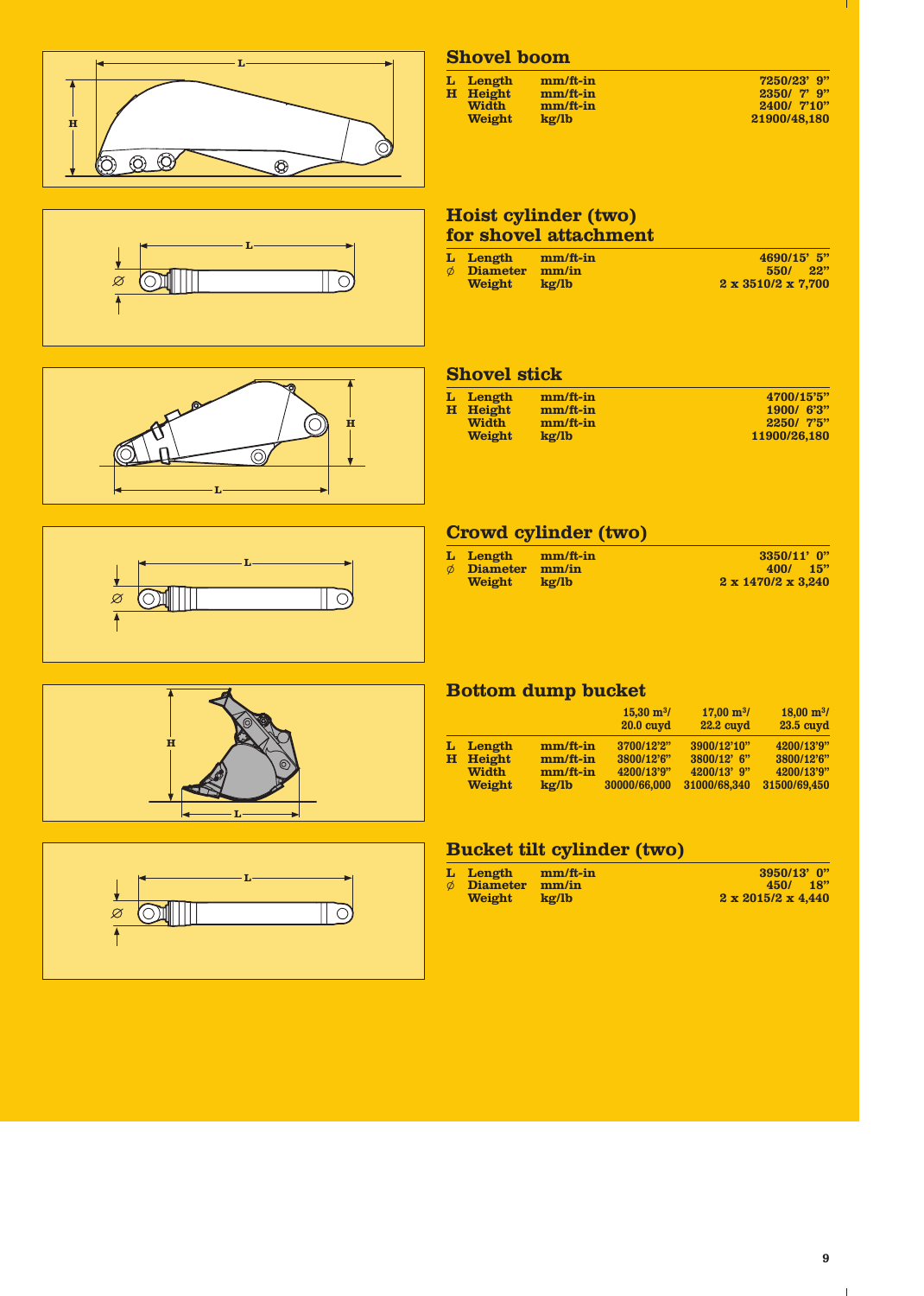## Shovel boom

| | | | |
|---|---|---|---|
| L | Length | mm/ft-in | 7250/23' 9" |
| H | Height | mm/ft-in | 2350/ 7' 9" |
| | Width | mm/ft-in | 2400/ 7'10" |
| | Weight | kg/lb | 21900/48,180 |

## Hoist cylinder (two) for shovel attachment

| | | | |
|---|---|---|---|
| L | Length | mm/ft-in | 4690/15' 5" |
| ∅ | Diameter | mm/in | 550/ 22" |
| | Weight | kg/lb | 2 x 3510/2 x 7,700 |

## Shovel stick

| | | | |
|---|---|---|---|
| L | Length | mm/ft-in | 4700/15'5" |
| H | Height | mm/ft-in | 1900/ 6'3" |
| | Width | mm/ft-in | 2250/ 7'5" |
| | Weight | kg/lb | 11900/26,180 |

## Crowd cylinder (two)

| | | | |
|---|---|---|---|
| L | Length | mm/ft-in | 3350/11' 0" |
| ∅ | Diameter | mm/in | 400/ 15" |
| | Weight | kg/lb | 2 x 1470/2 x 3,240 |

## Bottom dump bucket

| | | | 15,30 $m^3$/ 20.0 cuyd | 17,00 $m^3$/ 22.2 cuyd | 18,00 $m^3$/ 23.5 cuyd |
|---|---|---|---|---|---|
| L | Length | mm/ft-in | 3700/12'2" | 3900/12'10" | 4200/13'9" |
| H | Height | mm/ft-in | 3800/12'6" | 3800/12' 6" | 3800/12'6" |
| | Width | mm/ft-in | 4200/13'9" | 4200/13' 9" | 4200/13'9" |
| | Weight | kg/lb | 30000/66,000 | 31000/68,340 | 31500/69,450 |

## Bucket tilt cylinder (two)

| | | | |
|---|---|---|---|
| L | Length | mm/ft-in | 3950/13' 0" |
| ∅ | Diameter | mm/in | 450/ 18" |
| | Weight | kg/lb | 2 x 2015/2 x 4,440 |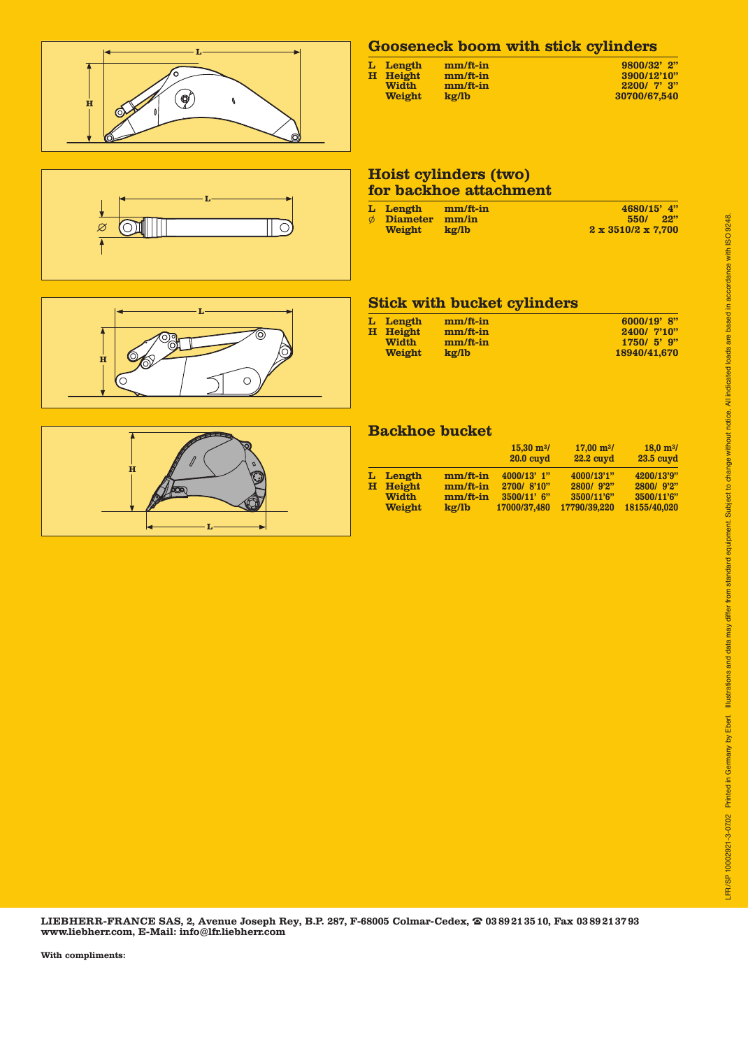## Gooseneck boom with stick cylinders

| | | | |
|---|---|---|---|
| L | Length | mm/ft-in | 9800/32' 2" |
| H | Height | mm/ft-in | 3900/12'10" |
| | Width | mm/ft-in | 2200/ 7' 3" |
| | Weight | kg/lb | 30700/67,540 |

## Hoist cylinders (two) for backhoe attachment

| | | | |
|---|---|---|---|
| L | Length | mm/ft-in | 4680/15' 4" |
| ∅ | Diameter | mm/in | 550/ 22" |
| | Weight | kg/lb | 2 x 3510/2 x 7,700 |

## Stick with bucket cylinders

| | | | |
|---|---|---|---|
| L | Length | mm/ft-in | 6000/19' 8" |
| H | Height | mm/ft-in | 2400/ 7'10" |
| | Width | mm/ft-in | 1750/ 5' 9" |
| | Weight | kg/lb | 18940/41,670 |

## Backhoe bucket

| | | | 15,30 m³/ 20.0 cuyd | 17,00 m³/ 22.2 cuyd | 18,0 m³/ 23.5 cuyd |
|---|---|---|---|---|---|
| L | Length | mm/ft-in | 4000/13' 1" | 4000/13'1" | 4200/13'9" |
| H | Height | mm/ft-in | 2700/ 8'10" | 2800/ 9'2" | 2800/ 9'2" |
| | Width | mm/ft-in | 3500/11' 6" | 3500/11'6" | 3500/11'6" |
| | Weight | kg/lb | 17000/37,480 | 17790/39,220 | 18155/40,020 |

LFR/SP 10002921-3-0702 Printed in Germany by Eberl. Illustrations and data may differ from standard equipment. Subject to change without notice. All indicated loads are based in accordance with ISO 9248.

**LIEBHERR-FRANCE SAS, 2, Avenue Joseph Rey, B.P. 287, F-68005 Colmar-Cedex, ☎ 03 89 21 35 10, Fax 03 89 21 37 93**
**www.liebherr.com, E-Mail: info@lfr.liebherr.com**

**With compliments:**